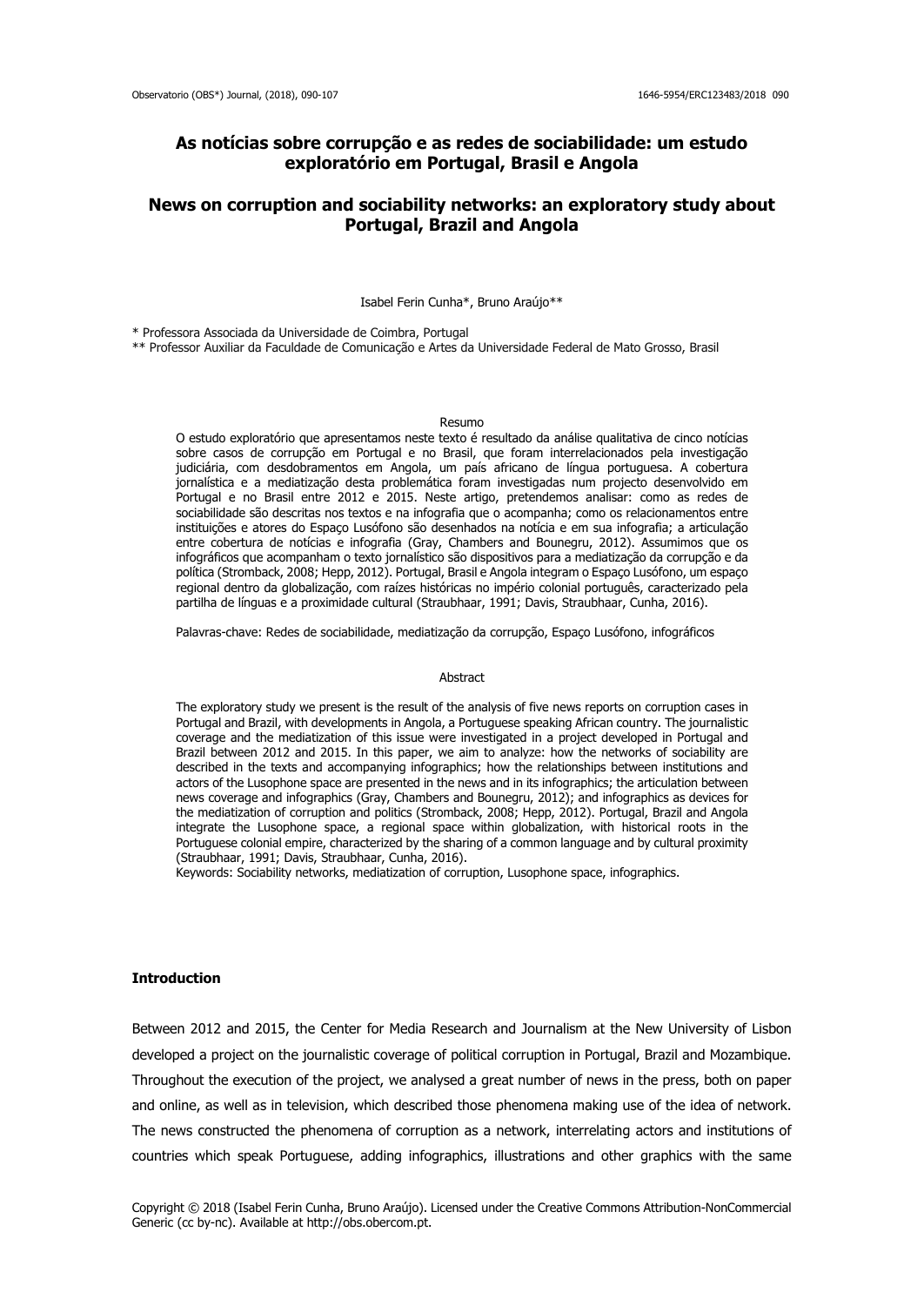# As notícias sobre corrupção e as redes de sociabilidade: um estudo exploratório em Portugal, Brasil e Angola

# News on corruption and sociability networks: an exploratory study about Portugal, Brazil and Angola

Isabel Ferin Cunha*, Bruno Araújo**

\* Professora Associada da Universidade de Coimbra, Portugal

\*\* Professor Auxiliar da Faculdade de Comunicação e Artes da Universidade Federal de Mato Grosso, Brasil

## Resumo

O estudo exploratório que apresentamos neste texto é resultado da análise qualitativa de cinco notícias sobre casos de corrupção em Portugal e no Brasil, que foram interrelacionados pela investigação judiciária, com desdobramentos em Angola, um país africano de língua portuguesa. A cobertura jornalística e a mediatização desta problemática foram investigadas num projecto desenvolvido em Portugal e no Brasil entre 2012 e 2015. Neste artigo, pretendemos analisar: como as redes de sociabilidade são descritas nos textos e na infografia que o acompanha; como os relacionamentos entre instituições e atores do Espaço Lusófono são desenhados na notícia e em sua infografia; a articulação entre cobertura de notícias e infografia (Gray, Chambers and Bounegru, 2012). Assumimos que os infográficos que acompanham o texto jornalístico são dispositivos para a mediatização da corrupção e da política (Stromback, 2008; Hepp, 2012). Portugal, Brasil e Angola integram o Espaço Lusófono, um espaço regional dentro da globalização, com raízes históricas no império colonial português, caracterizado pela partilha de línguas e a proximidade cultural (Straubhaar, 1991; Davis, Straubhaar, Cunha, 2016).

Palavras-chave: Redes de sociabilidade, mediatização da corrupção, Espaço Lusófono, infográficos

## Abstract

The exploratory study we present is the result of the analysis of five news reports on corruption cases in Portugal and Brazil, with developments in Angola, a Portuguese speaking African country. The journalistic coverage and the mediatization of this issue were investigated in a project developed in Portugal and Brazil between 2012 and 2015. In this paper, we aim to analyze: how the networks of sociability are described in the texts and accompanying infographics; how the relationships between institutions and actors of the Lusophone space are presented in the news and in its infographics; the articulation between news coverage and infographics (Gray, Chambers and Bounegru, 2012); and infographics as devices for the mediatization of corruption and politics (Stromback, 2008; Hepp, 2012). Portugal, Brazil and Angola integrate the Lusophone space, a regional space within globalization, with historical roots in the Portuguese colonial empire, characterized by the sharing of a common language and by cultural proximity (Straubhaar, 1991; Davis, Straubhaar, Cunha, 2016).

Keywords: Sociability networks, mediatization of corruption, Lusophone space, infographics.

## Introduction

Between 2012 and 2015, the Center for Media Research and Journalism at the New University of Lisbon developed a project on the journalistic coverage of political corruption in Portugal, Brazil and Mozambique. Throughout the execution of the project, we analysed a great number of news in the press, both on paper and online, as well as in television, which described those phenomena making use of the idea of network. The news constructed the phenomena of corruption as a network, interrelating actors and institutions of countries which speak Portuguese, adding infographics, illustrations and other graphics with the same

Copyright © 2018 (Isabel Ferin Cunha, Bruno Araújo). Licensed under the Creative Commons Attribution-NonCommercial Generic (cc by-nc). Available at http://obs.obercom.pt.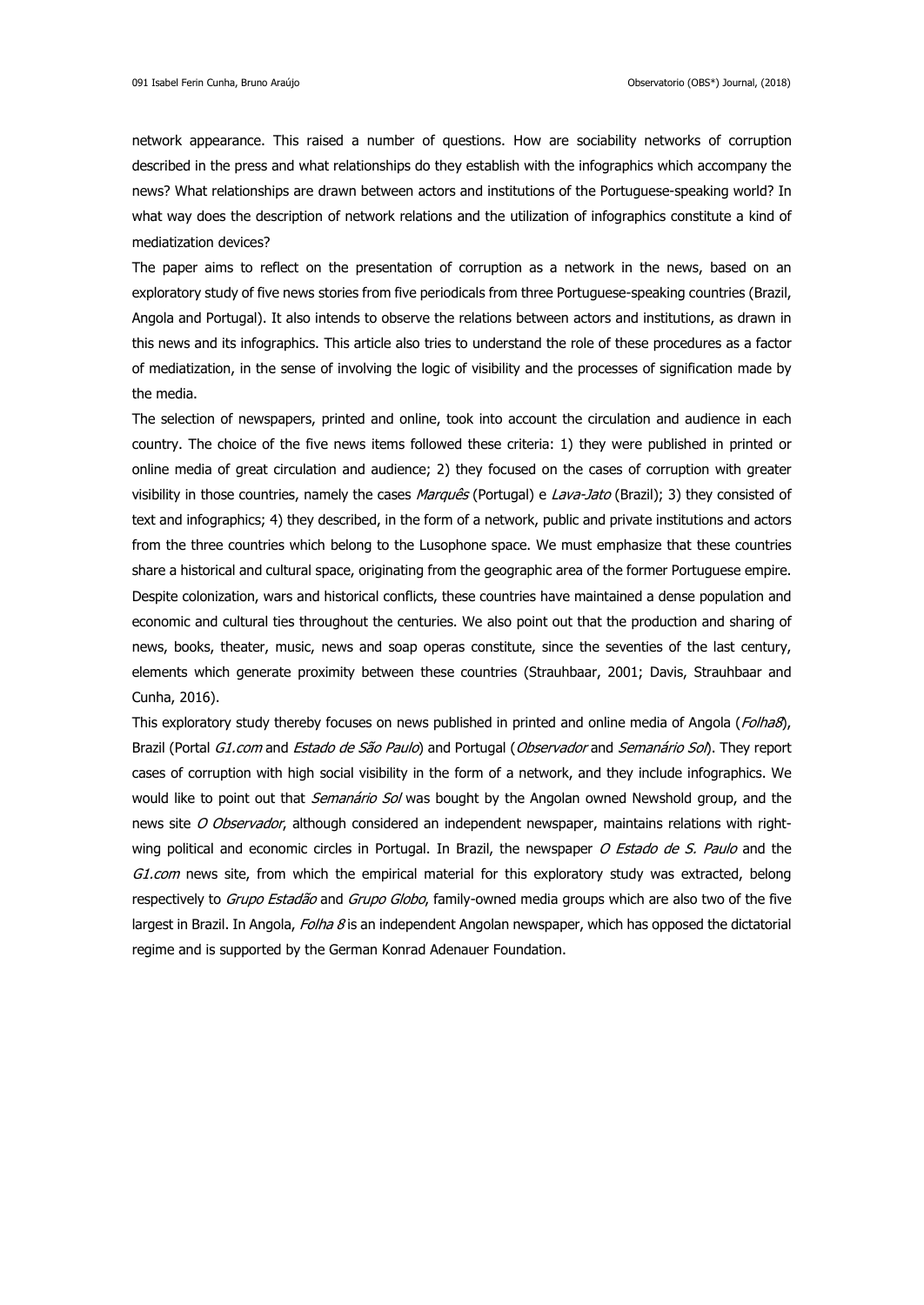network appearance. This raised a number of questions. How are sociability networks of corruption described in the press and what relationships do they establish with the infographics which accompany the news? What relationships are drawn between actors and institutions of the Portuguese-speaking world? In what way does the description of network relations and the utilization of infographics constitute a kind of mediatization devices?

The paper aims to reflect on the presentation of corruption as a network in the news, based on an exploratory study of five news stories from five periodicals from three Portuguese-speaking countries (Brazil, Angola and Portugal). It also intends to observe the relations between actors and institutions, as drawn in this news and its infographics. This article also tries to understand the role of these procedures as a factor of mediatization, in the sense of involving the logic of visibility and the processes of signification made by the media.

The selection of newspapers, printed and online, took into account the circulation and audience in each country. The choice of the five news items followed these criteria: 1) they were published in printed or online media of great circulation and audience; 2) they focused on the cases of corruption with greater visibility in those countries, namely the cases *Marquês* (Portugal) e *Lava-Jato* (Brazil); 3) they consisted of text and infographics; 4) they described, in the form of a network, public and private institutions and actors from the three countries which belong to the Lusophone space. We must emphasize that these countries share a historical and cultural space, originating from the geographic area of the former Portuguese empire. Despite colonization, wars and historical conflicts, these countries have maintained a dense population and economic and cultural ties throughout the centuries. We also point out that the production and sharing of news, books, theater, music, news and soap operas constitute, since the seventies of the last century, elements which generate proximity between these countries (Strauhbaar, 2001; Davis, Strauhbaar and Cunha, 2016).

This exploratory study thereby focuses on news published in printed and online media of Angola (*Folha8*), Brazil (Portal *G1.com* and *Estado de São Paulo*) and Portugal (*Observador* and *Semanário Sol*). They report cases of corruption with high social visibility in the form of a network, and they include infographics. We would like to point out that *Semanário Sol* was bought by the Angolan owned Newshold group, and the news site *O Observador*, although considered an independent newspaper, maintains relations with right-wing political and economic circles in Portugal. In Brazil, the newspaper *O Estado de S. Paulo* and the *G1.com* news site, from which the empirical material for this exploratory study was extracted, belong respectively to *Grupo Estadão* and *Grupo Globo*, family-owned media groups which are also two of the five largest in Brazil. In Angola, *Folha 8* is an independent Angolan newspaper, which has opposed the dictatorial regime and is supported by the German Konrad Adenauer Foundation.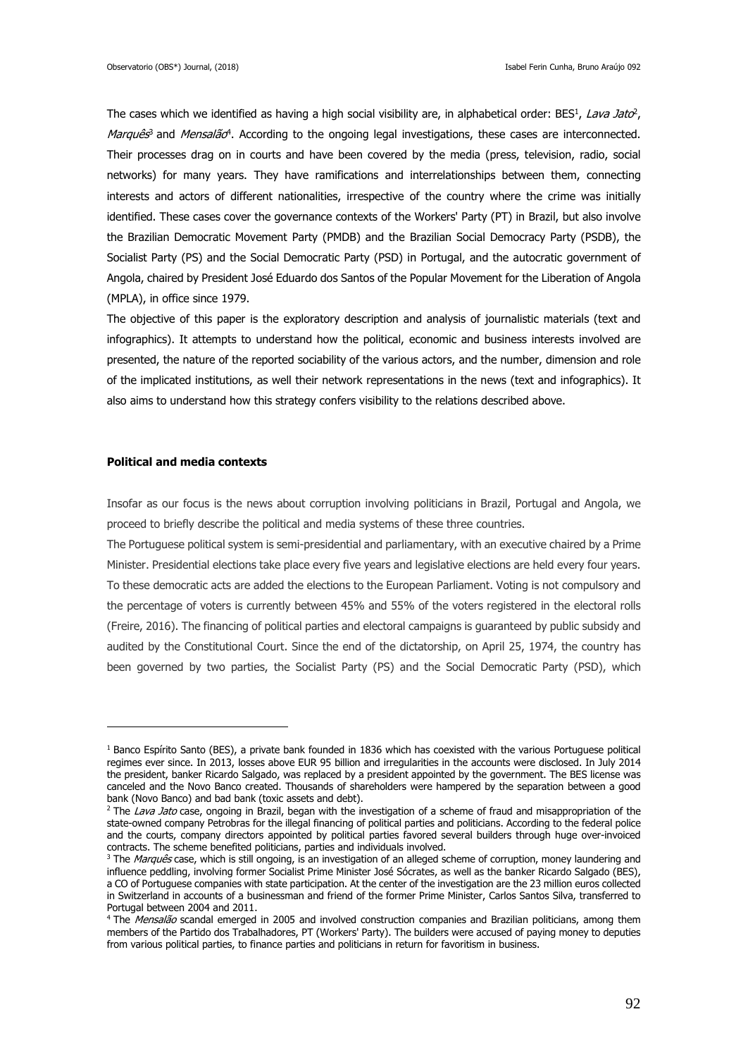The cases which we identified as having a high social visibility are, in alphabetical order: BES[1], *Lava Jato*[2], *Marquês*[3] and *Mensalão*[4]. According to the ongoing legal investigations, these cases are interconnected. Their processes drag on in courts and have been covered by the media (press, television, radio, social networks) for many years. They have ramifications and interrelationships between them, connecting interests and actors of different nationalities, irrespective of the country where the crime was initially identified. These cases cover the governance contexts of the Workers' Party (PT) in Brazil, but also involve the Brazilian Democratic Movement Party (PMDB) and the Brazilian Social Democracy Party (PSDB), the Socialist Party (PS) and the Social Democratic Party (PSD) in Portugal, and the autocratic government of Angola, chaired by President José Eduardo dos Santos of the Popular Movement for the Liberation of Angola (MPLA), in office since 1979.

The objective of this paper is the exploratory description and analysis of journalistic materials (text and infographics). It attempts to understand how the political, economic and business interests involved are presented, the nature of the reported sociability of the various actors, and the number, dimension and role of the implicated institutions, as well their network representations in the news (text and infographics). It also aims to understand how this strategy confers visibility to the relations described above.

## Political and media contexts

Insofar as our focus is the news about corruption involving politicians in Brazil, Portugal and Angola, we proceed to briefly describe the political and media systems of these three countries.

The Portuguese political system is semi-presidential and parliamentary, with an executive chaired by a Prime Minister. Presidential elections take place every five years and legislative elections are held every four years. To these democratic acts are added the elections to the European Parliament. Voting is not compulsory and the percentage of voters is currently between 45% and 55% of the voters registered in the electoral rolls (Freire, 2016). The financing of political parties and electoral campaigns is guaranteed by public subsidy and audited by the Constitutional Court. Since the end of the dictatorship, on April 25, 1974, the country has been governed by two parties, the Socialist Party (PS) and the Social Democratic Party (PSD), which

---

[1] Banco Espírito Santo (BES), a private bank founded in 1836 which has coexisted with the various Portuguese political regimes ever since. In 2013, losses above EUR 95 billion and irregularities in the accounts were disclosed. In July 2014 the president, banker Ricardo Salgado, was replaced by a president appointed by the government. The BES license was canceled and the Novo Banco created. Thousands of shareholders were hampered by the separation between a good bank (Novo Banco) and bad bank (toxic assets and debt).

[2] The *Lava Jato* case, ongoing in Brazil, began with the investigation of a scheme of fraud and misappropriation of the state-owned company Petrobras for the illegal financing of political parties and politicians. According to the federal police and the courts, company directors appointed by political parties favored several builders through huge over-invoiced contracts. The scheme benefited politicians, parties and individuals involved.

[3] The *Marquês* case, which is still ongoing, is an investigation of an alleged scheme of corruption, money laundering and influence peddling, involving former Socialist Prime Minister José Sócrates, as well as the banker Ricardo Salgado (BES), a CO of Portuguese companies with state participation. At the center of the investigation are the 23 million euros collected in Switzerland in accounts of a businessman and friend of the former Prime Minister, Carlos Santos Silva, transferred to Portugal between 2004 and 2011.

[4] The *Mensalão* scandal emerged in 2005 and involved construction companies and Brazilian politicians, among them members of the Partido dos Trabalhadores, PT (Workers' Party). The builders were accused of paying money to deputies from various political parties, to finance parties and politicians in return for favoritism in business.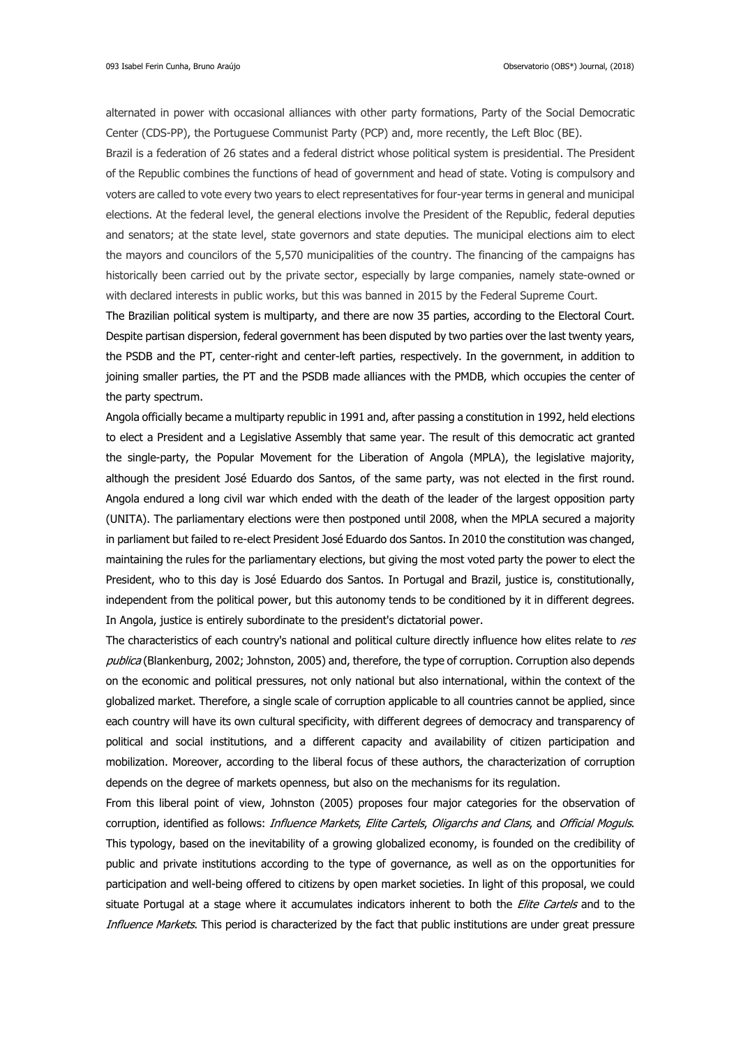alternated in power with occasional alliances with other party formations, Party of the Social Democratic Center (CDS-PP), the Portuguese Communist Party (PCP) and, more recently, the Left Bloc (BE).

Brazil is a federation of 26 states and a federal district whose political system is presidential. The President of the Republic combines the functions of head of government and head of state. Voting is compulsory and voters are called to vote every two years to elect representatives for four-year terms in general and municipal elections. At the federal level, the general elections involve the President of the Republic, federal deputies and senators; at the state level, state governors and state deputies. The municipal elections aim to elect the mayors and councilors of the 5,570 municipalities of the country. The financing of the campaigns has historically been carried out by the private sector, especially by large companies, namely state-owned or with declared interests in public works, but this was banned in 2015 by the Federal Supreme Court.

The Brazilian political system is multiparty, and there are now 35 parties, according to the Electoral Court. Despite partisan dispersion, federal government has been disputed by two parties over the last twenty years, the PSDB and the PT, center-right and center-left parties, respectively. In the government, in addition to joining smaller parties, the PT and the PSDB made alliances with the PMDB, which occupies the center of the party spectrum.

Angola officially became a multiparty republic in 1991 and, after passing a constitution in 1992, held elections to elect a President and a Legislative Assembly that same year. The result of this democratic act granted the single-party, the Popular Movement for the Liberation of Angola (MPLA), the legislative majority, although the president José Eduardo dos Santos, of the same party, was not elected in the first round. Angola endured a long civil war which ended with the death of the leader of the largest opposition party (UNITA). The parliamentary elections were then postponed until 2008, when the MPLA secured a majority in parliament but failed to re-elect President José Eduardo dos Santos. In 2010 the constitution was changed, maintaining the rules for the parliamentary elections, but giving the most voted party the power to elect the President, who to this day is José Eduardo dos Santos. In Portugal and Brazil, justice is, constitutionally, independent from the political power, but this autonomy tends to be conditioned by it in different degrees. In Angola, justice is entirely subordinate to the president's dictatorial power.

The characteristics of each country's national and political culture directly influence how elites relate to *res publica* (Blankenburg, 2002; Johnston, 2005) and, therefore, the type of corruption. Corruption also depends on the economic and political pressures, not only national but also international, within the context of the globalized market. Therefore, a single scale of corruption applicable to all countries cannot be applied, since each country will have its own cultural specificity, with different degrees of democracy and transparency of political and social institutions, and a different capacity and availability of citizen participation and mobilization. Moreover, according to the liberal focus of these authors, the characterization of corruption depends on the degree of markets openness, but also on the mechanisms for its regulation.

From this liberal point of view, Johnston (2005) proposes four major categories for the observation of corruption, identified as follows: *Influence Markets*, *Elite Cartels*, *Oligarchs and Clans*, and *Official Moguls*. This typology, based on the inevitability of a growing globalized economy, is founded on the credibility of public and private institutions according to the type of governance, as well as on the opportunities for participation and well-being offered to citizens by open market societies. In light of this proposal, we could situate Portugal at a stage where it accumulates indicators inherent to both the *Elite Cartels* and to the *Influence Markets*. This period is characterized by the fact that public institutions are under great pressure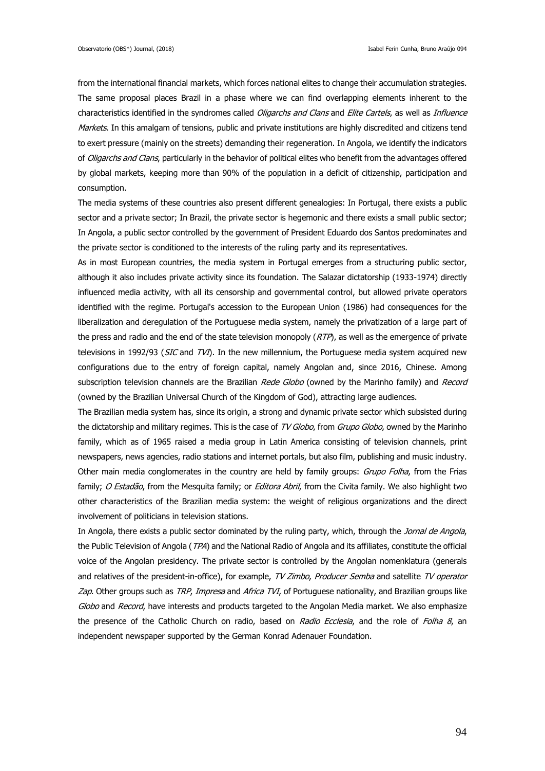from the international financial markets, which forces national elites to change their accumulation strategies. The same proposal places Brazil in a phase where we can find overlapping elements inherent to the characteristics identified in the syndromes called *Oligarchs and Clans* and *Elite Cartels*, as well as *Influence Markets*. In this amalgam of tensions, public and private institutions are highly discredited and citizens tend to exert pressure (mainly on the streets) demanding their regeneration. In Angola, we identify the indicators of *Oligarchs and Clans*, particularly in the behavior of political elites who benefit from the advantages offered by global markets, keeping more than 90% of the population in a deficit of citizenship, participation and consumption.

The media systems of these countries also present different genealogies: In Portugal, there exists a public sector and a private sector; In Brazil, the private sector is hegemonic and there exists a small public sector; In Angola, a public sector controlled by the government of President Eduardo dos Santos predominates and the private sector is conditioned to the interests of the ruling party and its representatives.

As in most European countries, the media system in Portugal emerges from a structuring public sector, although it also includes private activity since its foundation. The Salazar dictatorship (1933-1974) directly influenced media activity, with all its censorship and governmental control, but allowed private operators identified with the regime. Portugal's accession to the European Union (1986) had consequences for the liberalization and deregulation of the Portuguese media system, namely the privatization of a large part of the press and radio and the end of the state television monopoly (*RTP*), as well as the emergence of private televisions in 1992/93 (*SIC* and *TVI*). In the new millennium, the Portuguese media system acquired new configurations due to the entry of foreign capital, namely Angolan and, since 2016, Chinese. Among subscription television channels are the Brazilian *Rede Globo* (owned by the Marinho family) and *Record* (owned by the Brazilian Universal Church of the Kingdom of God), attracting large audiences.

The Brazilian media system has, since its origin, a strong and dynamic private sector which subsisted during the dictatorship and military regimes. This is the case of *TV Globo*, from *Grupo Globo*, owned by the Marinho family, which as of 1965 raised a media group in Latin America consisting of television channels, print newspapers, news agencies, radio stations and internet portals, but also film, publishing and music industry. Other main media conglomerates in the country are held by family groups: *Grupo Folha*, from the Frias family; *O Estadão*, from the Mesquita family; or *Editora Abril*, from the Civita family. We also highlight two other characteristics of the Brazilian media system: the weight of religious organizations and the direct involvement of politicians in television stations.

In Angola, there exists a public sector dominated by the ruling party, which, through the *Jornal de Angola*, the Public Television of Angola (*TPA*) and the National Radio of Angola and its affiliates, constitute the official voice of the Angolan presidency. The private sector is controlled by the Angolan nomenklatura (generals and relatives of the president-in-office), for example, *TV Zimbo*, *Producer Semba* and satellite *TV operator Zap*. Other groups such as *TRP*, *Impresa* and *Africa TVI*, of Portuguese nationality, and Brazilian groups like *Globo* and *Record*, have interests and products targeted to the Angolan Media market. We also emphasize the presence of the Catholic Church on radio, based on *Radio Ecclesia*, and the role of *Folha 8*, an independent newspaper supported by the German Konrad Adenauer Foundation.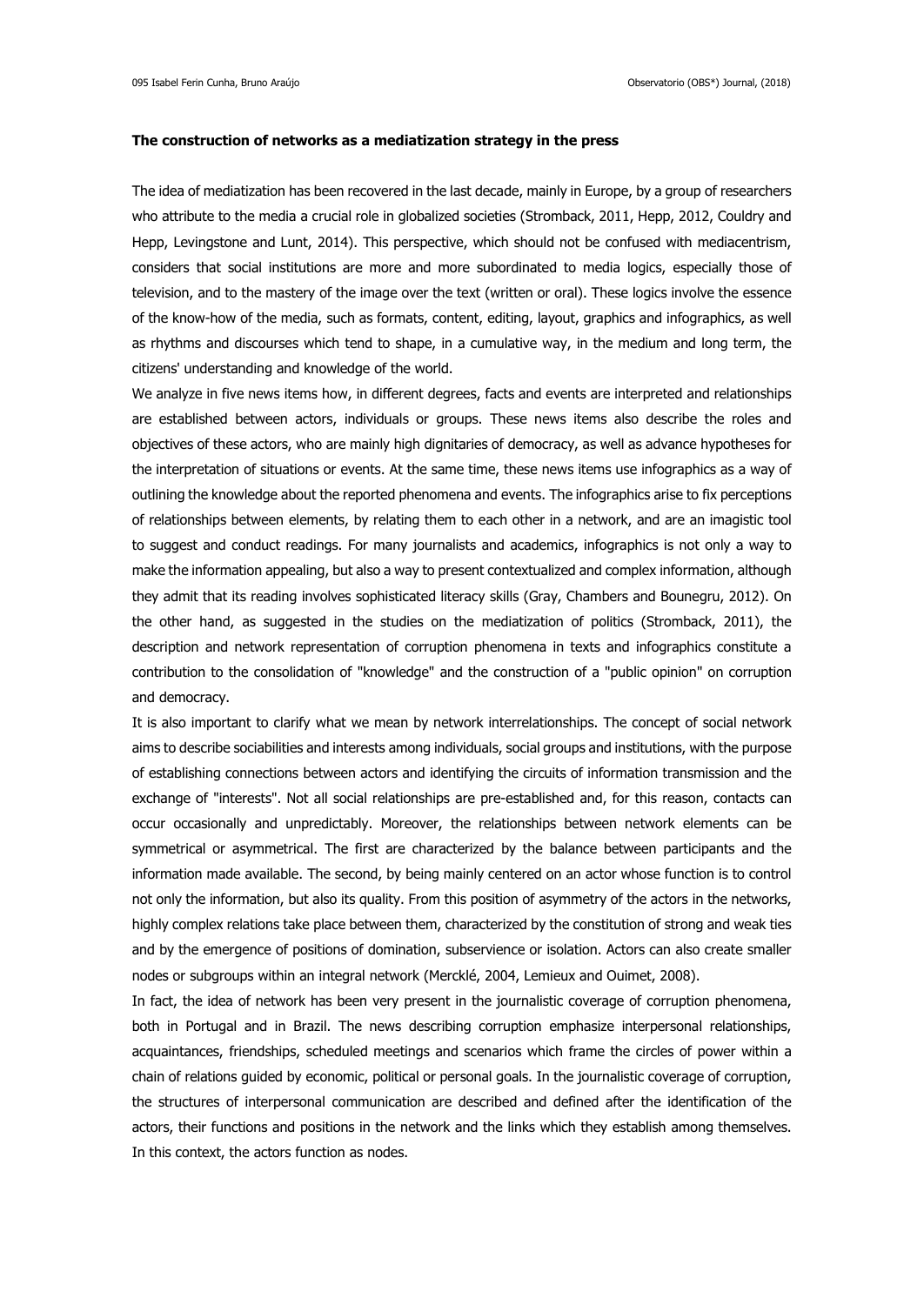**The construction of networks as a mediatization strategy in the press**

The idea of mediatization has been recovered in the last decade, mainly in Europe, by a group of researchers who attribute to the media a crucial role in globalized societies (Stromback, 2011, Hepp, 2012, Couldry and Hepp, Levingstone and Lunt, 2014). This perspective, which should not be confused with mediacentrism, considers that social institutions are more and more subordinated to media logics, especially those of television, and to the mastery of the image over the text (written or oral). These logics involve the essence of the know-how of the media, such as formats, content, editing, layout, graphics and infographics, as well as rhythms and discourses which tend to shape, in a cumulative way, in the medium and long term, the citizens' understanding and knowledge of the world.

We analyze in five news items how, in different degrees, facts and events are interpreted and relationships are established between actors, individuals or groups. These news items also describe the roles and objectives of these actors, who are mainly high dignitaries of democracy, as well as advance hypotheses for the interpretation of situations or events. At the same time, these news items use infographics as a way of outlining the knowledge about the reported phenomena and events. The infographics arise to fix perceptions of relationships between elements, by relating them to each other in a network, and are an imagistic tool to suggest and conduct readings. For many journalists and academics, infographics is not only a way to make the information appealing, but also a way to present contextualized and complex information, although they admit that its reading involves sophisticated literacy skills (Gray, Chambers and Bounegru, 2012). On the other hand, as suggested in the studies on the mediatization of politics (Stromback, 2011), the description and network representation of corruption phenomena in texts and infographics constitute a contribution to the consolidation of "knowledge" and the construction of a "public opinion" on corruption and democracy.

It is also important to clarify what we mean by network interrelationships. The concept of social network aims to describe sociabilities and interests among individuals, social groups and institutions, with the purpose of establishing connections between actors and identifying the circuits of information transmission and the exchange of "interests". Not all social relationships are pre-established and, for this reason, contacts can occur occasionally and unpredictably. Moreover, the relationships between network elements can be symmetrical or asymmetrical. The first are characterized by the balance between participants and the information made available. The second, by being mainly centered on an actor whose function is to control not only the information, but also its quality. From this position of asymmetry of the actors in the networks, highly complex relations take place between them, characterized by the constitution of strong and weak ties and by the emergence of positions of domination, subservience or isolation. Actors can also create smaller nodes or subgroups within an integral network (Mercklé, 2004, Lemieux and Ouimet, 2008).

In fact, the idea of network has been very present in the journalistic coverage of corruption phenomena, both in Portugal and in Brazil. The news describing corruption emphasize interpersonal relationships, acquaintances, friendships, scheduled meetings and scenarios which frame the circles of power within a chain of relations guided by economic, political or personal goals. In the journalistic coverage of corruption, the structures of interpersonal communication are described and defined after the identification of the actors, their functions and positions in the network and the links which they establish among themselves. In this context, the actors function as nodes.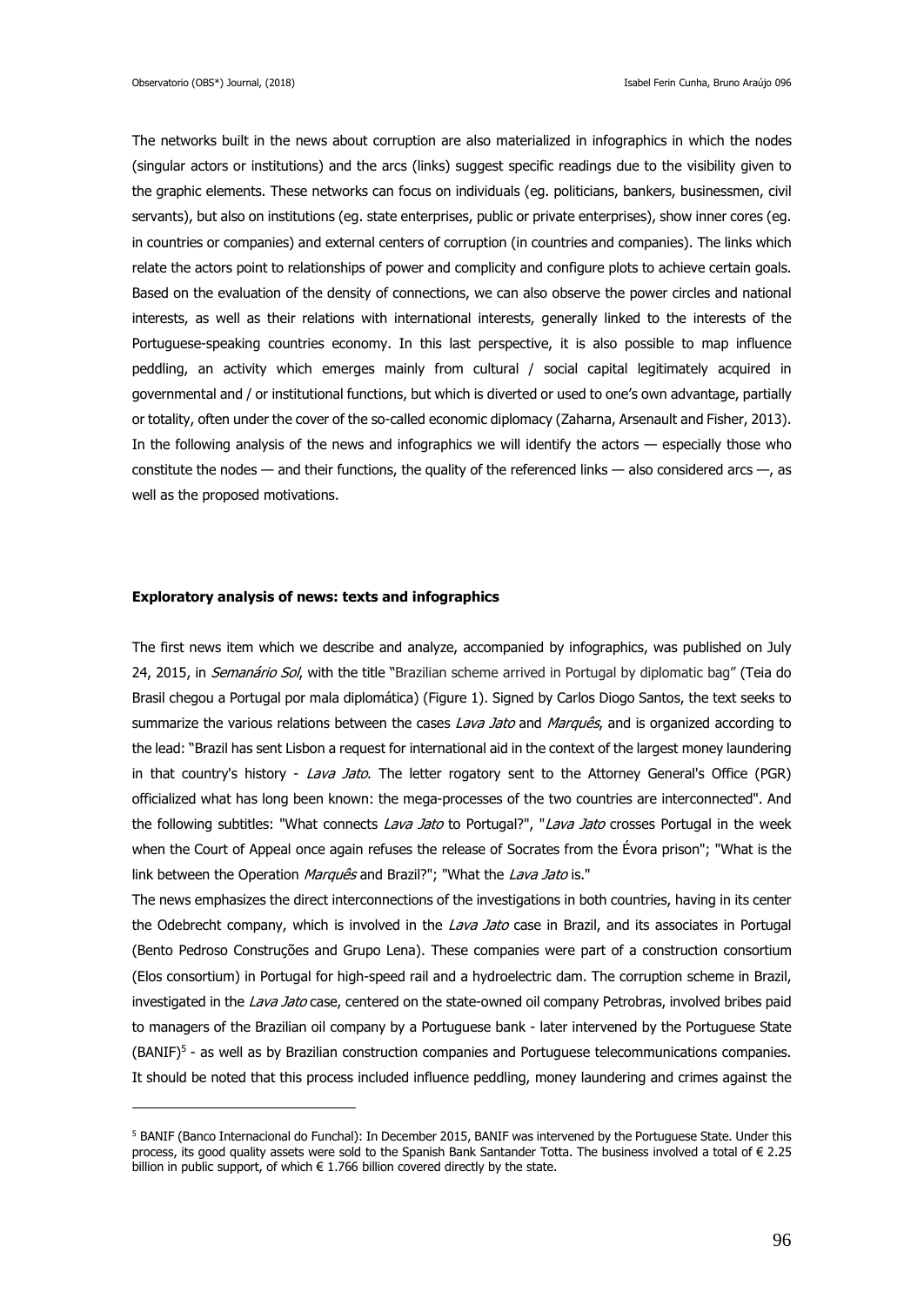The networks built in the news about corruption are also materialized in infographics in which the nodes (singular actors or institutions) and the arcs (links) suggest specific readings due to the visibility given to the graphic elements. These networks can focus on individuals (eg. politicians, bankers, businessmen, civil servants), but also on institutions (eg. state enterprises, public or private enterprises), show inner cores (eg. in countries or companies) and external centers of corruption (in countries and companies). The links which relate the actors point to relationships of power and complicity and configure plots to achieve certain goals. Based on the evaluation of the density of connections, we can also observe the power circles and national interests, as well as their relations with international interests, generally linked to the interests of the Portuguese-speaking countries economy. In this last perspective, it is also possible to map influence peddling, an activity which emerges mainly from cultural / social capital legitimately acquired in governmental and / or institutional functions, but which is diverted or used to one's own advantage, partially or totality, often under the cover of the so-called economic diplomacy (Zaharna, Arsenault and Fisher, 2013). In the following analysis of the news and infographics we will identify the actors — especially those who constitute the nodes — and their functions, the quality of the referenced links — also considered arcs —, as well as the proposed motivations.

**Exploratory analysis of news: texts and infographics**

The first news item which we describe and analyze, accompanied by infographics, was published on July 24, 2015, in *Semanário Sol*, with the title "Brazilian scheme arrived in Portugal by diplomatic bag" (Teia do Brasil chegou a Portugal por mala diplomática) (Figure 1). Signed by Carlos Diogo Santos, the text seeks to summarize the various relations between the cases *Lava Jato* and *Marquês*, and is organized according to the lead: "Brazil has sent Lisbon a request for international aid in the context of the largest money laundering in that country's history - *Lava Jato*. The letter rogatory sent to the Attorney General's Office (PGR) officialized what has long been known: the mega-processes of the two countries are interconnected". And the following subtitles: "What connects *Lava Jato* to Portugal?", "*Lava Jato* crosses Portugal in the week when the Court of Appeal once again refuses the release of Socrates from the Évora prison"; "What is the link between the Operation *Marquês* and Brazil?"; "What the *Lava Jato* is."

The news emphasizes the direct interconnections of the investigations in both countries, having in its center the Odebrecht company, which is involved in the *Lava Jato* case in Brazil, and its associates in Portugal (Bento Pedroso Construções and Grupo Lena). These companies were part of a construction consortium (Elos consortium) in Portugal for high-speed rail and a hydroelectric dam. The corruption scheme in Brazil, investigated in the *Lava Jato* case, centered on the state-owned oil company Petrobras, involved bribes paid to managers of the Brazilian oil company by a Portuguese bank - later intervened by the Portuguese State (BANIF)[5] - as well as by Brazilian construction companies and Portuguese telecommunications companies. It should be noted that this process included influence peddling, money laundering and crimes against the

[5] BANIF (Banco Internacional do Funchal): In December 2015, BANIF was intervened by the Portuguese State. Under this process, its good quality assets were sold to the Spanish Bank Santander Totta. The business involved a total of € 2.25 billion in public support, of which € 1.766 billion covered directly by the state.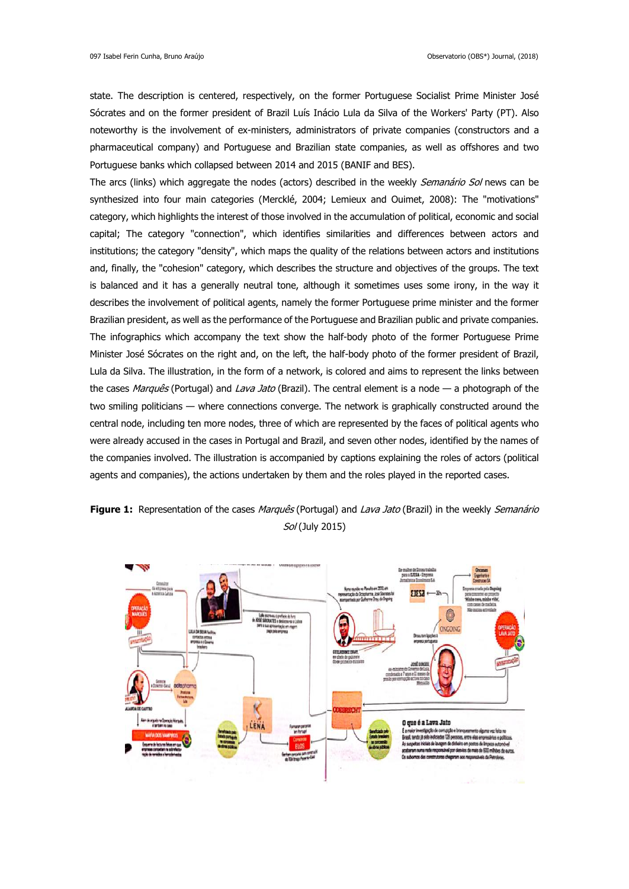state. The description is centered, respectively, on the former Portuguese Socialist Prime Minister José Sócrates and on the former president of Brazil Luís Inácio Lula da Silva of the Workers' Party (PT). Also noteworthy is the involvement of ex-ministers, administrators of private companies (constructors and a pharmaceutical company) and Portuguese and Brazilian state companies, as well as offshores and two Portuguese banks which collapsed between 2014 and 2015 (BANIF and BES).

The arcs (links) which aggregate the nodes (actors) described in the weekly *Semanário Sol* news can be synthesized into four main categories (Mercklé, 2004; Lemieux and Ouimet, 2008): The "motivations" category, which highlights the interest of those involved in the accumulation of political, economic and social capital; The category "connection", which identifies similarities and differences between actors and institutions; the category "density", which maps the quality of the relations between actors and institutions and, finally, the "cohesion" category, which describes the structure and objectives of the groups. The text is balanced and it has a generally neutral tone, although it sometimes uses some irony, in the way it describes the involvement of political agents, namely the former Portuguese prime minister and the former Brazilian president, as well as the performance of the Portuguese and Brazilian public and private companies. The infographics which accompany the text show the half-body photo of the former Portuguese Prime Minister José Sócrates on the right and, on the left, the half-body photo of the former president of Brazil, Lula da Silva. The illustration, in the form of a network, is colored and aims to represent the links between the cases *Marquês* (Portugal) and *Lava Jato* (Brazil). The central element is a node — a photograph of the two smiling politicians — where connections converge. The network is graphically constructed around the central node, including ten more nodes, three of which are represented by the faces of political agents who were already accused in the cases in Portugal and Brazil, and seven other nodes, identified by the names of the companies involved. The illustration is accompanied by captions explaining the roles of actors (political agents and companies), the actions undertaken by them and the roles played in the reported cases.

**Figure 1:** Representation of the cases *Marquês* (Portugal) and *Lava Jato* (Brazil) in the weekly *Semanário Sol* (July 2015)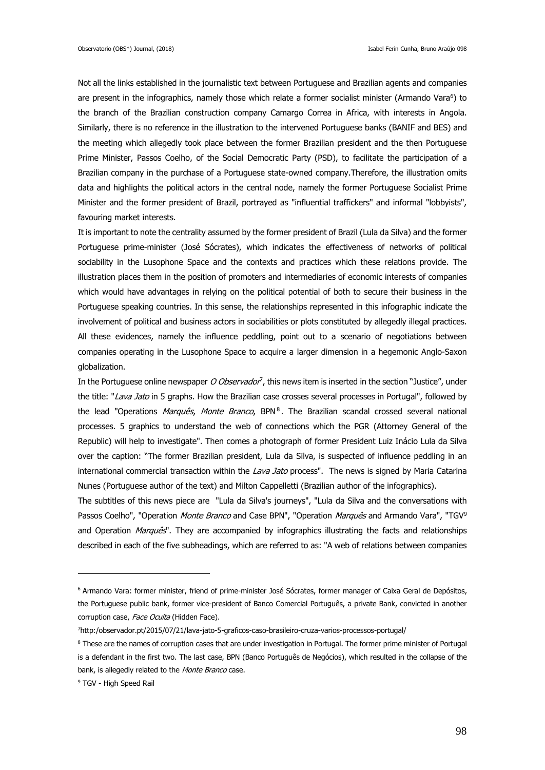Not all the links established in the journalistic text between Portuguese and Brazilian agents and companies are present in the infographics, namely those which relate a former socialist minister (Armando Vara[6]) to the branch of the Brazilian construction company Camargo Correa in Africa, with interests in Angola. Similarly, there is no reference in the illustration to the intervened Portuguese banks (BANIF and BES) and the meeting which allegedly took place between the former Brazilian president and the then Portuguese Prime Minister, Passos Coelho, of the Social Democratic Party (PSD), to facilitate the participation of a Brazilian company in the purchase of a Portuguese state-owned company.Therefore, the illustration omits data and highlights the political actors in the central node, namely the former Portuguese Socialist Prime Minister and the former president of Brazil, portrayed as "influential traffickers" and informal "lobbyists", favouring market interests.

It is important to note the centrality assumed by the former president of Brazil (Lula da Silva) and the former Portuguese prime-minister (José Sócrates), which indicates the effectiveness of networks of political sociability in the Lusophone Space and the contexts and practices which these relations provide. The illustration places them in the position of promoters and intermediaries of economic interests of companies which would have advantages in relying on the political potential of both to secure their business in the Portuguese speaking countries. In this sense, the relationships represented in this infographic indicate the involvement of political and business actors in sociabilities or plots constituted by allegedly illegal practices. All these evidences, namely the influence peddling, point out to a scenario of negotiations between companies operating in the Lusophone Space to acquire a larger dimension in a hegemonic Anglo-Saxon globalization.

In the Portuguese online newspaper *O Observador*[7], this news item is inserted in the section "Justice", under the title: "*Lava Jato* in 5 graphs. How the Brazilian case crosses several processes in Portugal", followed by the lead "Operations *Marquês*, *Monte Branco*, BPN[8]. The Brazilian scandal crossed several national processes. 5 graphics to understand the web of connections which the PGR (Attorney General of the Republic) will help to investigate". Then comes a photograph of former President Luiz Inácio Lula da Silva over the caption: "The former Brazilian president, Lula da Silva, is suspected of influence peddling in an international commercial transaction within the *Lava Jato* process". The news is signed by Maria Catarina Nunes (Portuguese author of the text) and Milton Cappelletti (Brazilian author of the infographics).

The subtitles of this news piece are "Lula da Silva's journeys", "Lula da Silva and the conversations with Passos Coelho", "Operation *Monte Branco* and Case BPN", "Operation *Marquês* and Armando Vara", "TGV[9] and Operation *Marquês*". They are accompanied by infographics illustrating the facts and relationships described in each of the five subheadings, which are referred to as: "A web of relations between companies

---

[6] Armando Vara: former minister, friend of prime-minister José Sócrates, former manager of Caixa Geral de Depósitos, the Portuguese public bank, former vice-president of Banco Comercial Português, a private Bank, convicted in another corruption case, *Face Oculta* (Hidden Face).

[7] http:/observador.pt/2015/07/21/lava-jato-5-graficos-caso-brasileiro-cruza-varios-processos-portugal/

[8] These are the names of corruption cases that are under investigation in Portugal. The former prime minister of Portugal is a defendant in the first two. The last case, BPN (Banco Português de Negócios), which resulted in the collapse of the bank, is allegedly related to the *Monte Branco* case.

[9] TGV - High Speed Rail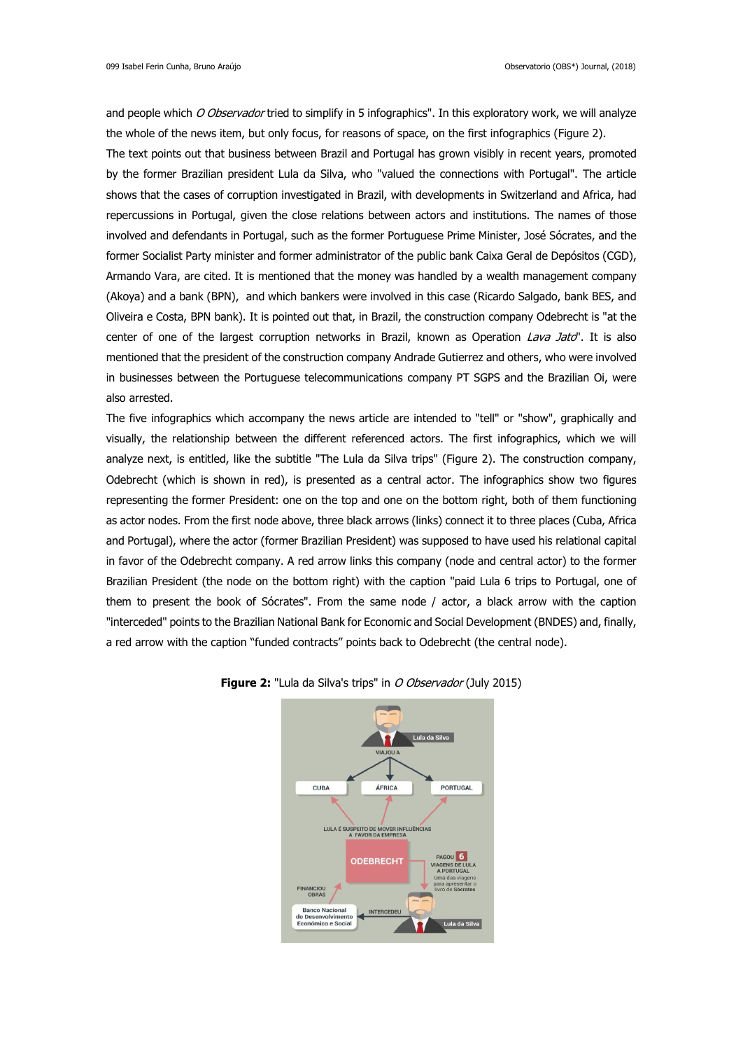and people which *O Observador* tried to simplify in 5 infographics". In this exploratory work, we will analyze the whole of the news item, but only focus, for reasons of space, on the first infographics (Figure 2).

The text points out that business between Brazil and Portugal has grown visibly in recent years, promoted by the former Brazilian president Lula da Silva, who "valued the connections with Portugal". The article shows that the cases of corruption investigated in Brazil, with developments in Switzerland and Africa, had repercussions in Portugal, given the close relations between actors and institutions. The names of those involved and defendants in Portugal, such as the former Portuguese Prime Minister, José Sócrates, and the former Socialist Party minister and former administrator of the public bank Caixa Geral de Depósitos (CGD), Armando Vara, are cited. It is mentioned that the money was handled by a wealth management company (Akoya) and a bank (BPN), and which bankers were involved in this case (Ricardo Salgado, bank BES, and Oliveira e Costa, BPN bank). It is pointed out that, in Brazil, the construction company Odebrecht is "at the center of one of the largest corruption networks in Brazil, known as Operation *Lava Jato*". It is also mentioned that the president of the construction company Andrade Gutierrez and others, who were involved in businesses between the Portuguese telecommunications company PT SGPS and the Brazilian Oi, were also arrested.

The five infographics which accompany the news article are intended to "tell" or "show", graphically and visually, the relationship between the different referenced actors. The first infographics, which we will analyze next, is entitled, like the subtitle "The Lula da Silva trips" (Figure 2). The construction company, Odebrecht (which is shown in red), is presented as a central actor. The infographics show two figures representing the former President: one on the top and one on the bottom right, both of them functioning as actor nodes. From the first node above, three black arrows (links) connect it to three places (Cuba, Africa and Portugal), where the actor (former Brazilian President) was supposed to have used his relational capital in favor of the Odebrecht company. A red arrow links this company (node and central actor) to the former Brazilian President (the node on the bottom right) with the caption "paid Lula 6 trips to Portugal, one of them to present the book of Sócrates". From the same node / actor, a black arrow with the caption "interceded" points to the Brazilian National Bank for Economic and Social Development (BNDES) and, finally, a red arrow with the caption "funded contracts" points back to Odebrecht (the central node).

**Figure 2:** "Lula da Silva's trips" in *O Observador* (July 2015)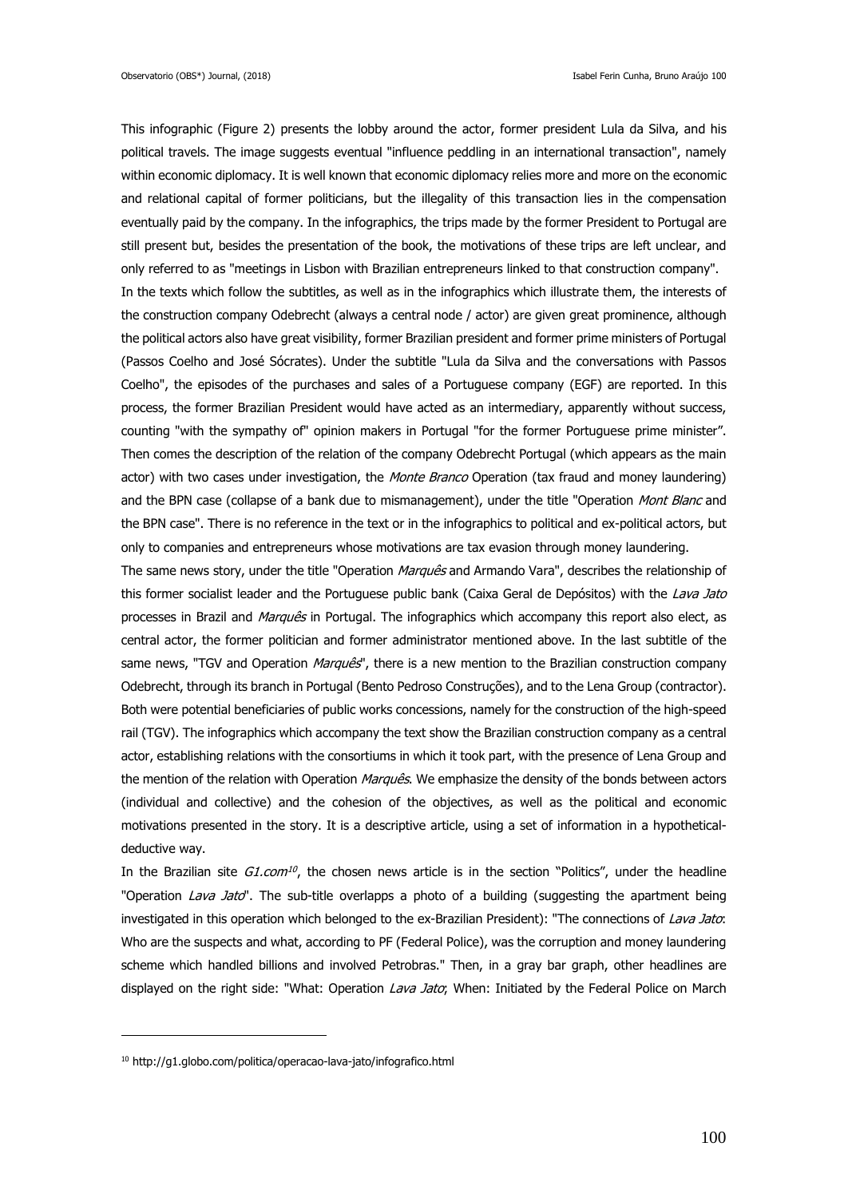This infographic (Figure 2) presents the lobby around the actor, former president Lula da Silva, and his political travels. The image suggests eventual "influence peddling in an international transaction", namely within economic diplomacy. It is well known that economic diplomacy relies more and more on the economic and relational capital of former politicians, but the illegality of this transaction lies in the compensation eventually paid by the company. In the infographics, the trips made by the former President to Portugal are still present but, besides the presentation of the book, the motivations of these trips are left unclear, and only referred to as "meetings in Lisbon with Brazilian entrepreneurs linked to that construction company".

In the texts which follow the subtitles, as well as in the infographics which illustrate them, the interests of the construction company Odebrecht (always a central node / actor) are given great prominence, although the political actors also have great visibility, former Brazilian president and former prime ministers of Portugal (Passos Coelho and José Sócrates). Under the subtitle "Lula da Silva and the conversations with Passos Coelho", the episodes of the purchases and sales of a Portuguese company (EGF) are reported. In this process, the former Brazilian President would have acted as an intermediary, apparently without success, counting "with the sympathy of" opinion makers in Portugal "for the former Portuguese prime minister". Then comes the description of the relation of the company Odebrecht Portugal (which appears as the main actor) with two cases under investigation, the *Monte Branco* Operation (tax fraud and money laundering) and the BPN case (collapse of a bank due to mismanagement), under the title "Operation *Mont Blanc* and the BPN case". There is no reference in the text or in the infographics to political and ex-political actors, but only to companies and entrepreneurs whose motivations are tax evasion through money laundering.

The same news story, under the title "Operation *Marquês* and Armando Vara", describes the relationship of this former socialist leader and the Portuguese public bank (Caixa Geral de Depósitos) with the *Lava Jato* processes in Brazil and *Marquês* in Portugal. The infographics which accompany this report also elect, as central actor, the former politician and former administrator mentioned above. In the last subtitle of the same news, "TGV and Operation *Marquês*", there is a new mention to the Brazilian construction company Odebrecht, through its branch in Portugal (Bento Pedroso Construções), and to the Lena Group (contractor). Both were potential beneficiaries of public works concessions, namely for the construction of the high-speed rail (TGV). The infographics which accompany the text show the Brazilian construction company as a central actor, establishing relations with the consortiums in which it took part, with the presence of Lena Group and the mention of the relation with Operation *Marquês*. We emphasize the density of the bonds between actors (individual and collective) and the cohesion of the objectives, as well as the political and economic motivations presented in the story. It is a descriptive article, using a set of information in a hypothetical-deductive way.

In the Brazilian site *G1.com*[10], the chosen news article is in the section "Politics", under the headline "Operation *Lava Jato*". The sub-title overlapps a photo of a building (suggesting the apartment being investigated in this operation which belonged to the ex-Brazilian President): "The connections of *Lava Jato*: Who are the suspects and what, according to PF (Federal Police), was the corruption and money laundering scheme which handled billions and involved Petrobras." Then, in a gray bar graph, other headlines are displayed on the right side: "What: Operation *Lava Jato*; When: Initiated by the Federal Police on March

---

[10] http://g1.globo.com/politica/operacao-lava-jato/infografico.html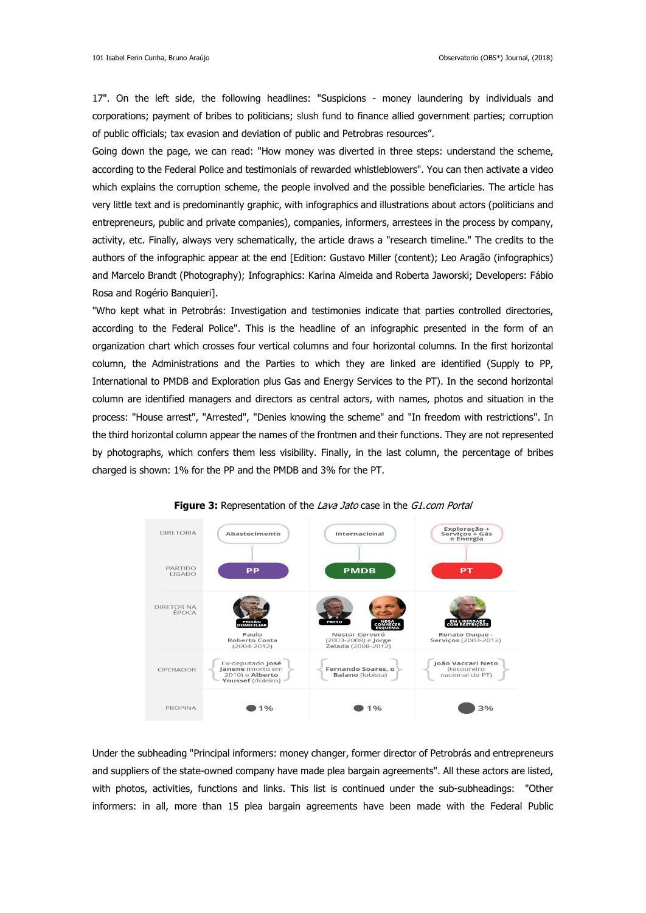17". On the left side, the following headlines: "Suspicions - money laundering by individuals and corporations; payment of bribes to politicians; slush fund to finance allied government parties; corruption of public officials; tax evasion and deviation of public and Petrobras resources".

Going down the page, we can read: "How money was diverted in three steps: understand the scheme, according to the Federal Police and testimonials of rewarded whistleblowers". You can then activate a video which explains the corruption scheme, the people involved and the possible beneficiaries. The article has very little text and is predominantly graphic, with infographics and illustrations about actors (politicians and entrepreneurs, public and private companies), companies, informers, arrestees in the process by company, activity, etc. Finally, always very schematically, the article draws a "research timeline." The credits to the authors of the infographic appear at the end [Edition: Gustavo Miller (content); Leo Aragão (infographics) and Marcelo Brandt (Photography); Infographics: Karina Almeida and Roberta Jaworski; Developers: Fábio Rosa and Rogério Banquieri].

"Who kept what in Petrobrás: Investigation and testimonies indicate that parties controlled directories, according to the Federal Police". This is the headline of an infographic presented in the form of an organization chart which crosses four vertical columns and four horizontal columns. In the first horizontal column, the Administrations and the Parties to which they are linked are identified (Supply to PP, International to PMDB and Exploration plus Gas and Energy Services to the PT). In the second horizontal column are identified managers and directors as central actors, with names, photos and situation in the process: "House arrest", "Arrested", "Denies knowing the scheme" and "In freedom with restrictions". In the third horizontal column appear the names of the frontmen and their functions. They are not represented by photographs, which confers them less visibility. Finally, in the last column, the percentage of bribes charged is shown: 1% for the PP and the PMDB and 3% for the PT.

**Figure 3:** Representation of the *Lava Jato* case in the *G1.com Portal*

| DIRETORIA | Abastecimento | Internacional | Exploração + Serviços + Gás e Energia |
|---|---|---|---|
| PARTIDO LIGADO | PP | PMDB | PT |
| DIRETOR NA ÉPOCA | PRISÃO DOMICILIAR – Paulo Roberto Costa (2004-2012) | PRESO / NEGA CONHECER ESQUEMA – Nestor Cerveró (2003-2008) e Jorge Zelada (2008-2012) | EM LIBERDADE COM RESTRIÇÕES – Renato Duque - Serviços (2003-2012) |
| OPERADOR | Ex-deputado **José Janene** (morto em 2010) e **Alberto Youssef** (doleiro) | **Fernando Soares, o Baiano** (lobista) | **João Vaccari Neto** (tesoureiro nacional do PT) |
| PROPINA | 1% | 1% | 3% |

Under the subheading "Principal informers: money changer, former director of Petrobrás and entrepreneurs and suppliers of the state-owned company have made plea bargain agreements". All these actors are listed, with photos, activities, functions and links. This list is continued under the sub-subheadings: "Other informers: in all, more than 15 plea bargain agreements have been made with the Federal Public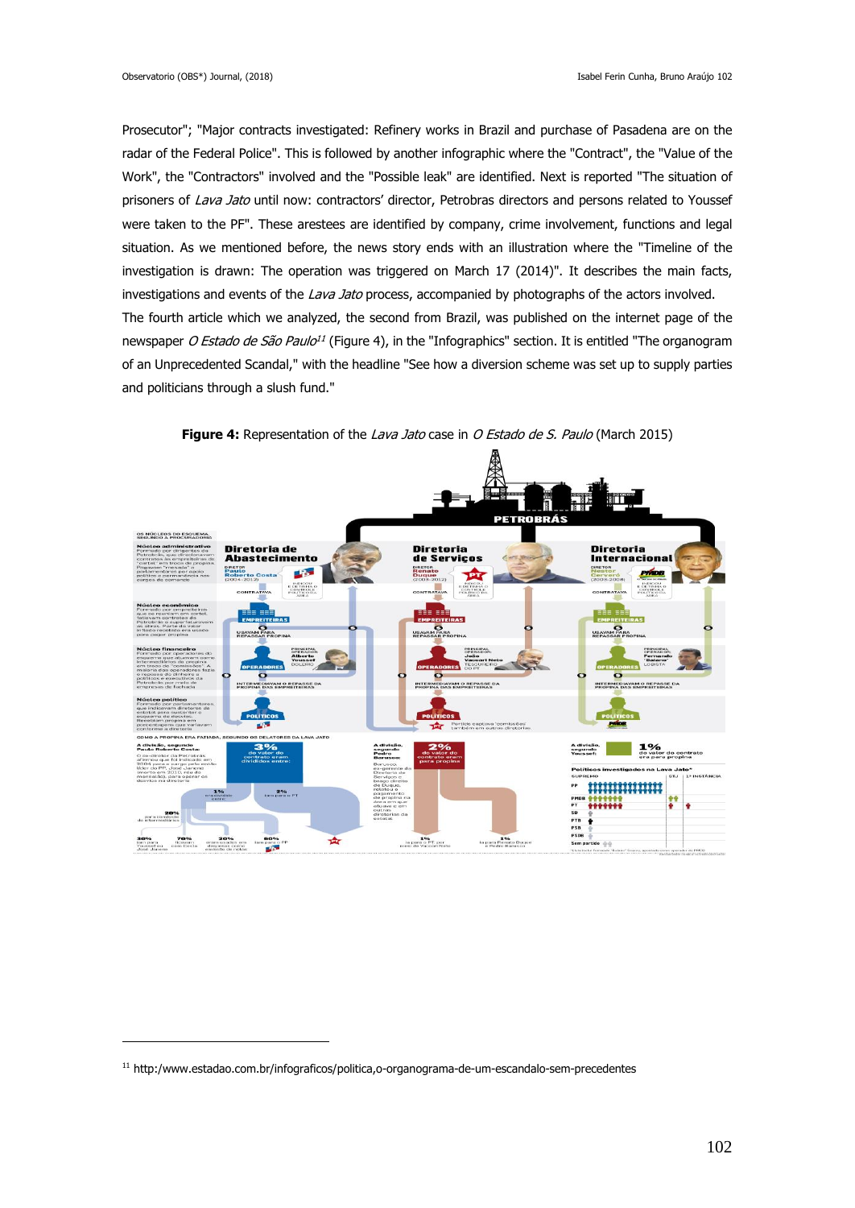Prosecutor"; "Major contracts investigated: Refinery works in Brazil and purchase of Pasadena are on the radar of the Federal Police". This is followed by another infographic where the "Contract", the "Value of the Work", the "Contractors" involved and the "Possible leak" are identified. Next is reported "The situation of prisoners of *Lava Jato* until now: contractors' director, Petrobras directors and persons related to Youssef were taken to the PF". These arestees are identified by company, crime involvement, functions and legal situation. As we mentioned before, the news story ends with an illustration where the "Timeline of the investigation is drawn: The operation was triggered on March 17 (2014)". It describes the main facts, investigations and events of the *Lava Jato* process, accompanied by photographs of the actors involved.

The fourth article which we analyzed, the second from Brazil, was published on the internet page of the newspaper *O Estado de São Paulo*[11] (Figure 4), in the "Infographics" section. It is entitled "The organogram of an Unprecedented Scandal," with the headline "See how a diversion scheme was set up to supply parties and politicians through a slush fund."

**Figure 4:** Representation of the *Lava Jato* case in *O Estado de S. Paulo* (March 2015)

[11] http:/www.estadao.com.br/infograficos/politica,o-organograma-de-um-escandalo-sem-precedentes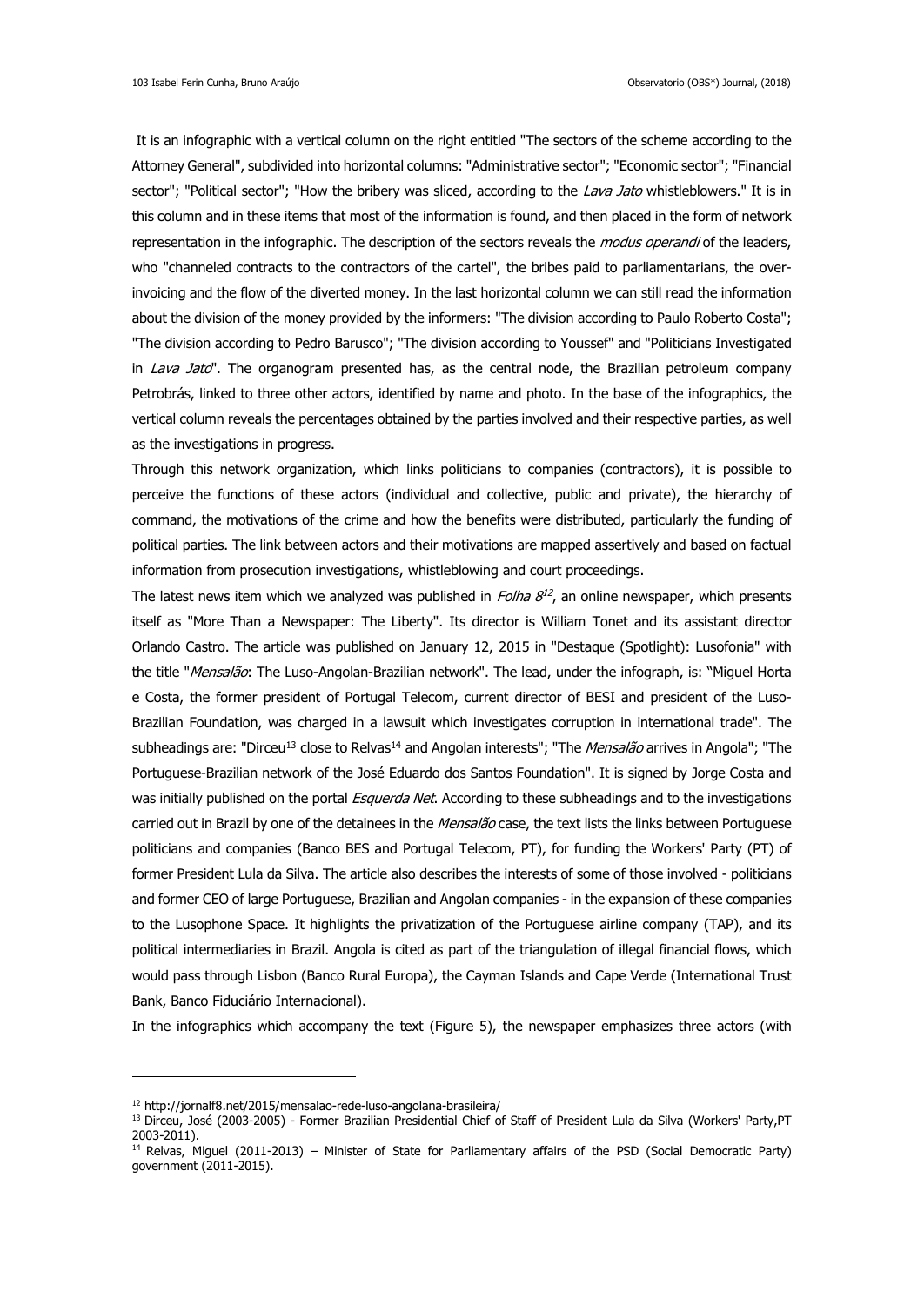It is an infographic with a vertical column on the right entitled "The sectors of the scheme according to the Attorney General", subdivided into horizontal columns: "Administrative sector"; "Economic sector"; "Financial sector"; "Political sector"; "How the bribery was sliced, according to the *Lava Jato* whistleblowers." It is in this column and in these items that most of the information is found, and then placed in the form of network representation in the infographic. The description of the sectors reveals the *modus operandi* of the leaders, who "channeled contracts to the contractors of the cartel", the bribes paid to parliamentarians, the over-invoicing and the flow of the diverted money. In the last horizontal column we can still read the information about the division of the money provided by the informers: "The division according to Paulo Roberto Costa"; "The division according to Pedro Barusco"; "The division according to Youssef" and "Politicians Investigated in *Lava Jato*". The organogram presented has, as the central node, the Brazilian petroleum company Petrobrás, linked to three other actors, identified by name and photo. In the base of the infographics, the vertical column reveals the percentages obtained by the parties involved and their respective parties, as well as the investigations in progress.

Through this network organization, which links politicians to companies (contractors), it is possible to perceive the functions of these actors (individual and collective, public and private), the hierarchy of command, the motivations of the crime and how the benefits were distributed, particularly the funding of political parties. The link between actors and their motivations are mapped assertively and based on factual information from prosecution investigations, whistleblowing and court proceedings.

The latest news item which we analyzed was published in *Folha 8*[12], an online newspaper, which presents itself as "More Than a Newspaper: The Liberty". Its director is William Tonet and its assistant director Orlando Castro. The article was published on January 12, 2015 in "Destaque (Spotlight): Lusofonia" with the title "*Mensalão*: The Luso-Angolan-Brazilian network". The lead, under the infograph, is: "Miguel Horta e Costa, the former president of Portugal Telecom, current director of BESI and president of the Luso-Brazilian Foundation, was charged in a lawsuit which investigates corruption in international trade". The subheadings are: "Dirceu[13] close to Relvas[14] and Angolan interests"; "The *Mensalão* arrives in Angola"; "The Portuguese-Brazilian network of the José Eduardo dos Santos Foundation". It is signed by Jorge Costa and was initially published on the portal *Esquerda Net*. According to these subheadings and to the investigations carried out in Brazil by one of the detainees in the *Mensalão* case, the text lists the links between Portuguese politicians and companies (Banco BES and Portugal Telecom, PT), for funding the Workers' Party (PT) of former President Lula da Silva. The article also describes the interests of some of those involved - politicians and former CEO of large Portuguese, Brazilian and Angolan companies - in the expansion of these companies to the Lusophone Space. It highlights the privatization of the Portuguese airline company (TAP), and its political intermediaries in Brazil. Angola is cited as part of the triangulation of illegal financial flows, which would pass through Lisbon (Banco Rural Europa), the Cayman Islands and Cape Verde (International Trust Bank, Banco Fiduciário Internacional).

In the infographics which accompany the text (Figure 5), the newspaper emphasizes three actors (with

---

[12] http://jornalf8.net/2015/mensalao-rede-luso-angolana-brasileira/

[13] Dirceu, José (2003-2005) - Former Brazilian Presidential Chief of Staff of President Lula da Silva (Workers' Party,PT 2003-2011).

[14] Relvas, Miguel (2011-2013) – Minister of State for Parliamentary affairs of the PSD (Social Democratic Party) government (2011-2015).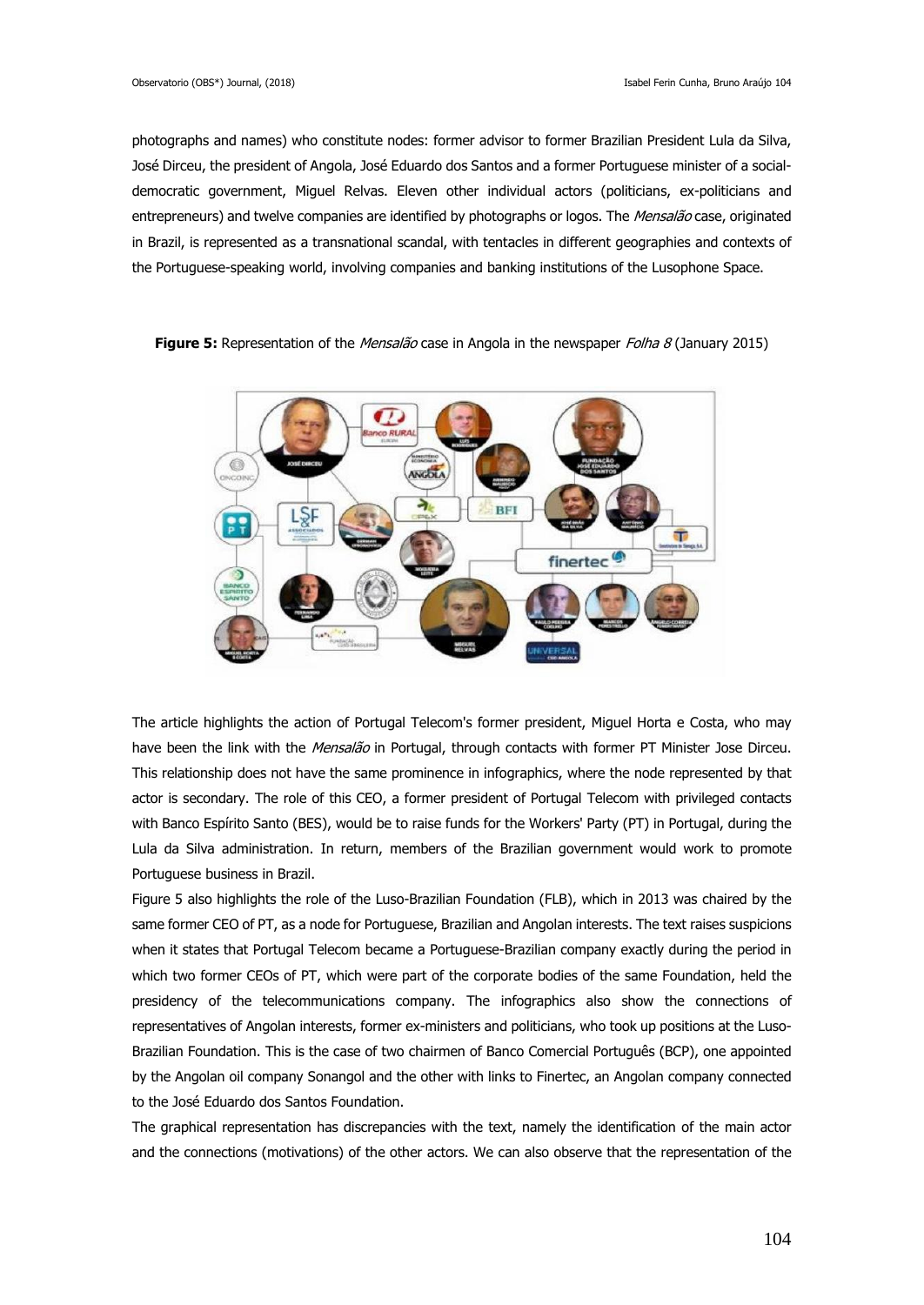photographs and names) who constitute nodes: former advisor to former Brazilian President Lula da Silva, José Dirceu, the president of Angola, José Eduardo dos Santos and a former Portuguese minister of a social-democratic government, Miguel Relvas. Eleven other individual actors (politicians, ex-politicians and entrepreneurs) and twelve companies are identified by photographs or logos. The *Mensalão* case, originated in Brazil, is represented as a transnational scandal, with tentacles in different geographies and contexts of the Portuguese-speaking world, involving companies and banking institutions of the Lusophone Space.

**Figure 5:** Representation of the *Mensalão* case in Angola in the newspaper *Folha 8* (January 2015)

The article highlights the action of Portugal Telecom's former president, Miguel Horta e Costa, who may have been the link with the *Mensalão* in Portugal, through contacts with former PT Minister Jose Dirceu. This relationship does not have the same prominence in infographics, where the node represented by that actor is secondary. The role of this CEO, a former president of Portugal Telecom with privileged contacts with Banco Espírito Santo (BES), would be to raise funds for the Workers' Party (PT) in Portugal, during the Lula da Silva administration. In return, members of the Brazilian government would work to promote Portuguese business in Brazil.

Figure 5 also highlights the role of the Luso-Brazilian Foundation (FLB), which in 2013 was chaired by the same former CEO of PT, as a node for Portuguese, Brazilian and Angolan interests. The text raises suspicions when it states that Portugal Telecom became a Portuguese-Brazilian company exactly during the period in which two former CEOs of PT, which were part of the corporate bodies of the same Foundation, held the presidency of the telecommunications company. The infographics also show the connections of representatives of Angolan interests, former ex-ministers and politicians, who took up positions at the Luso-Brazilian Foundation. This is the case of two chairmen of Banco Comercial Português (BCP), one appointed by the Angolan oil company Sonangol and the other with links to Finertec, an Angolan company connected to the José Eduardo dos Santos Foundation.

The graphical representation has discrepancies with the text, namely the identification of the main actor and the connections (motivations) of the other actors. We can also observe that the representation of the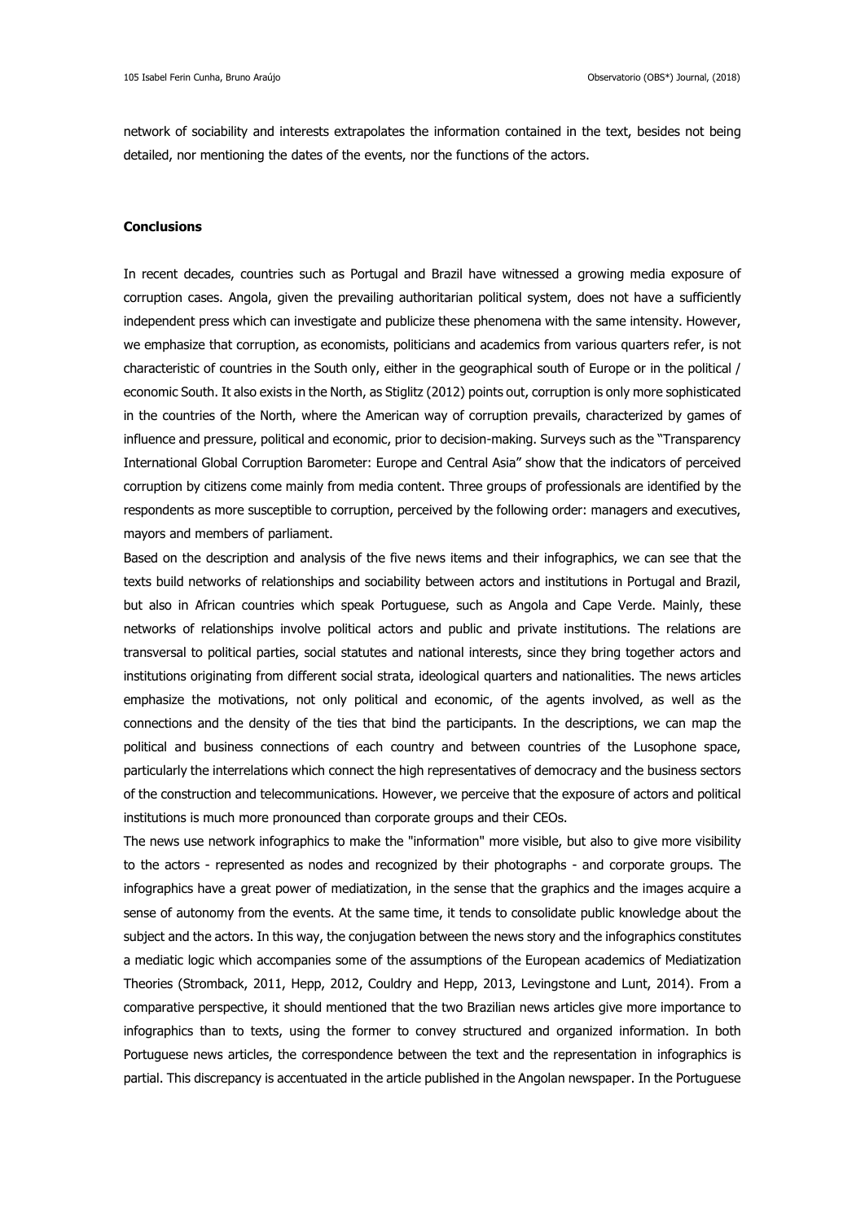network of sociability and interests extrapolates the information contained in the text, besides not being detailed, nor mentioning the dates of the events, nor the functions of the actors.

**Conclusions**

In recent decades, countries such as Portugal and Brazil have witnessed a growing media exposure of corruption cases. Angola, given the prevailing authoritarian political system, does not have a sufficiently independent press which can investigate and publicize these phenomena with the same intensity. However, we emphasize that corruption, as economists, politicians and academics from various quarters refer, is not characteristic of countries in the South only, either in the geographical south of Europe or in the political / economic South. It also exists in the North, as Stiglitz (2012) points out, corruption is only more sophisticated in the countries of the North, where the American way of corruption prevails, characterized by games of influence and pressure, political and economic, prior to decision-making. Surveys such as the "Transparency International Global Corruption Barometer: Europe and Central Asia" show that the indicators of perceived corruption by citizens come mainly from media content. Three groups of professionals are identified by the respondents as more susceptible to corruption, perceived by the following order: managers and executives, mayors and members of parliament.

Based on the description and analysis of the five news items and their infographics, we can see that the texts build networks of relationships and sociability between actors and institutions in Portugal and Brazil, but also in African countries which speak Portuguese, such as Angola and Cape Verde. Mainly, these networks of relationships involve political actors and public and private institutions. The relations are transversal to political parties, social statutes and national interests, since they bring together actors and institutions originating from different social strata, ideological quarters and nationalities. The news articles emphasize the motivations, not only political and economic, of the agents involved, as well as the connections and the density of the ties that bind the participants. In the descriptions, we can map the political and business connections of each country and between countries of the Lusophone space, particularly the interrelations which connect the high representatives of democracy and the business sectors of the construction and telecommunications. However, we perceive that the exposure of actors and political institutions is much more pronounced than corporate groups and their CEOs.

The news use network infographics to make the "information" more visible, but also to give more visibility to the actors - represented as nodes and recognized by their photographs - and corporate groups. The infographics have a great power of mediatization, in the sense that the graphics and the images acquire a sense of autonomy from the events. At the same time, it tends to consolidate public knowledge about the subject and the actors. In this way, the conjugation between the news story and the infographics constitutes a mediatic logic which accompanies some of the assumptions of the European academics of Mediatization Theories (Stromback, 2011, Hepp, 2012, Couldry and Hepp, 2013, Levingstone and Lunt, 2014). From a comparative perspective, it should mentioned that the two Brazilian news articles give more importance to infographics than to texts, using the former to convey structured and organized information. In both Portuguese news articles, the correspondence between the text and the representation in infographics is partial. This discrepancy is accentuated in the article published in the Angolan newspaper. In the Portuguese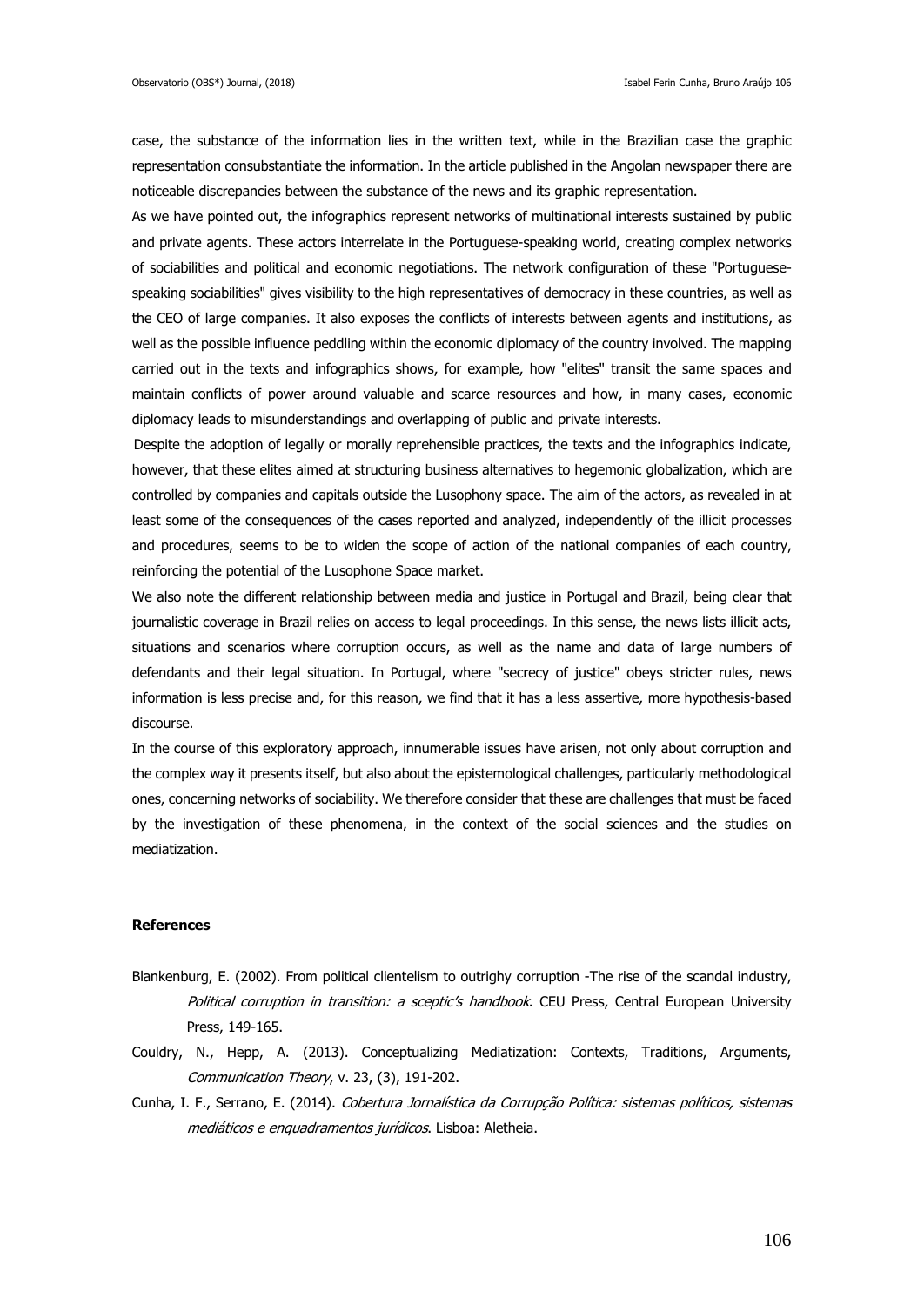case, the substance of the information lies in the written text, while in the Brazilian case the graphic representation consubstantiate the information. In the article published in the Angolan newspaper there are noticeable discrepancies between the substance of the news and its graphic representation.

As we have pointed out, the infographics represent networks of multinational interests sustained by public and private agents. These actors interrelate in the Portuguese-speaking world, creating complex networks of sociabilities and political and economic negotiations. The network configuration of these "Portuguese-speaking sociabilities" gives visibility to the high representatives of democracy in these countries, as well as the CEO of large companies. It also exposes the conflicts of interests between agents and institutions, as well as the possible influence peddling within the economic diplomacy of the country involved. The mapping carried out in the texts and infographics shows, for example, how "elites" transit the same spaces and maintain conflicts of power around valuable and scarce resources and how, in many cases, economic diplomacy leads to misunderstandings and overlapping of public and private interests.

Despite the adoption of legally or morally reprehensible practices, the texts and the infographics indicate, however, that these elites aimed at structuring business alternatives to hegemonic globalization, which are controlled by companies and capitals outside the Lusophony space. The aim of the actors, as revealed in at least some of the consequences of the cases reported and analyzed, independently of the illicit processes and procedures, seems to be to widen the scope of action of the national companies of each country, reinforcing the potential of the Lusophone Space market.

We also note the different relationship between media and justice in Portugal and Brazil, being clear that journalistic coverage in Brazil relies on access to legal proceedings. In this sense, the news lists illicit acts, situations and scenarios where corruption occurs, as well as the name and data of large numbers of defendants and their legal situation. In Portugal, where "secrecy of justice" obeys stricter rules, news information is less precise and, for this reason, we find that it has a less assertive, more hypothesis-based discourse.

In the course of this exploratory approach, innumerable issues have arisen, not only about corruption and the complex way it presents itself, but also about the epistemological challenges, particularly methodological ones, concerning networks of sociability. We therefore consider that these are challenges that must be faced by the investigation of these phenomena, in the context of the social sciences and the studies on mediatization.

**References**

Blankenburg, E. (2002). From political clientelism to outrighy corruption -The rise of the scandal industry, *Political corruption in transition: a sceptic's handbook*. CEU Press, Central European University Press, 149-165.

Couldry, N., Hepp, A. (2013). Conceptualizing Mediatization: Contexts, Traditions, Arguments, *Communication Theory*, v. 23, (3), 191-202.

Cunha, I. F., Serrano, E. (2014). *Cobertura Jornalística da Corrupção Política: sistemas políticos, sistemas mediáticos e enquadramentos jurídicos*. Lisboa: Aletheia.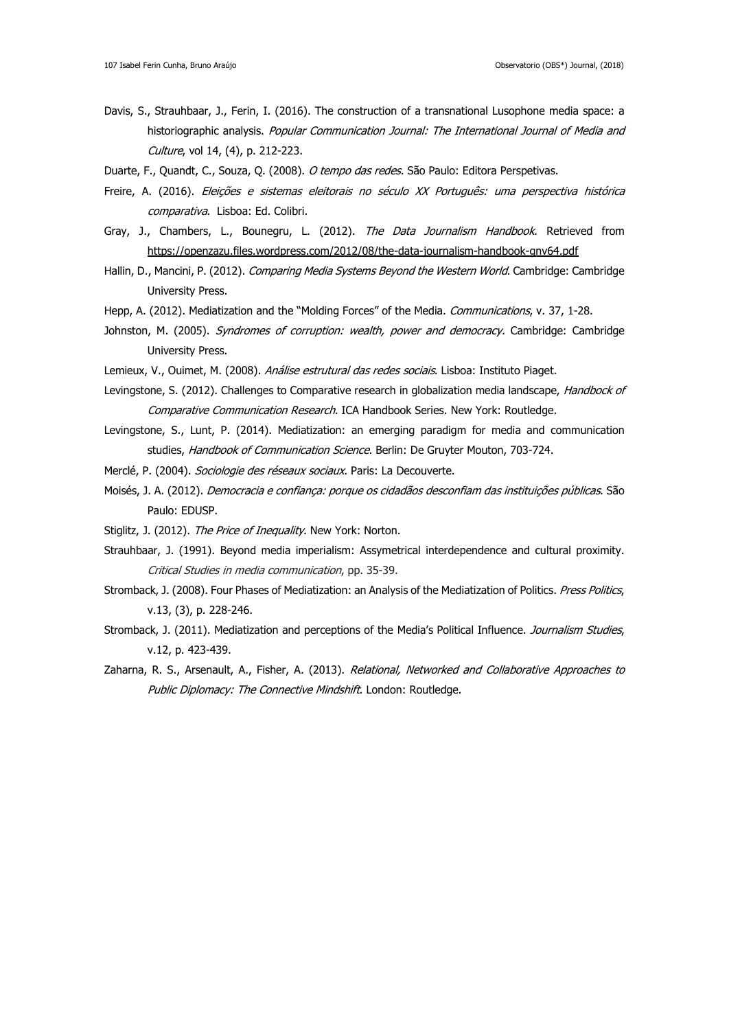Davis, S., Strauhbaar, J., Ferin, I. (2016). The construction of a transnational Lusophone media space: a historiographic analysis. *Popular Communication Journal: The International Journal of Media and Culture*, vol 14, (4), p. 212-223.

Duarte, F., Quandt, C., Souza, Q. (2008). *O tempo das redes*. São Paulo: Editora Perspetivas.

Freire, A. (2016). *Eleições e sistemas eleitorais no século XX Português: uma perspectiva histórica comparativa*. Lisboa: Ed. Colibri.

Gray, J., Chambers, L., Bounegru, L. (2012). *The Data Journalism Handbook*. Retrieved from https://openzazu.files.wordpress.com/2012/08/the-data-journalism-handbook-gnv64.pdf

Hallin, D., Mancini, P. (2012). *Comparing Media Systems Beyond the Western World*. Cambridge: Cambridge University Press.

Hepp, A. (2012). Mediatization and the "Molding Forces" of the Media. *Communications*, v. 37, 1-28.

Johnston, M. (2005). *Syndromes of corruption: wealth, power and democracy.* Cambridge: Cambridge University Press.

Lemieux, V., Ouimet, M. (2008). *Análise estrutural das redes sociais*. Lisboa: Instituto Piaget.

Levingstone, S. (2012). Challenges to Comparative research in globalization media landscape, *Handbock of Comparative Communication Research*. ICA Handbook Series. New York: Routledge.

Levingstone, S., Lunt, P. (2014). Mediatization: an emerging paradigm for media and communication studies, *Handbook of Communication Science*. Berlin: De Gruyter Mouton, 703-724.

Merclé, P. (2004). *Sociologie des réseaux sociaux*. Paris: La Decouverte.

Moisés, J. A. (2012). *Democracia e confiança: porque os cidadãos desconfiam das instituições públicas*. São Paulo: EDUSP.

Stiglitz, J. (2012). *The Price of Inequality*. New York: Norton.

Strauhbaar, J. (1991). Beyond media imperialism: Assymetrical interdependence and cultural proximity. *Critical Studies in media communication*, pp. 35-39.

Stromback, J. (2008). Four Phases of Mediatization: an Analysis of the Mediatization of Politics. *Press Politics*, v.13, (3), p. 228-246.

Stromback, J. (2011). Mediatization and perceptions of the Media's Political Influence. *Journalism Studies*, v.12, p. 423-439.

Zaharna, R. S., Arsenault, A., Fisher, A. (2013). *Relational, Networked and Collaborative Approaches to Public Diplomacy: The Connective Mindshift*. London: Routledge.